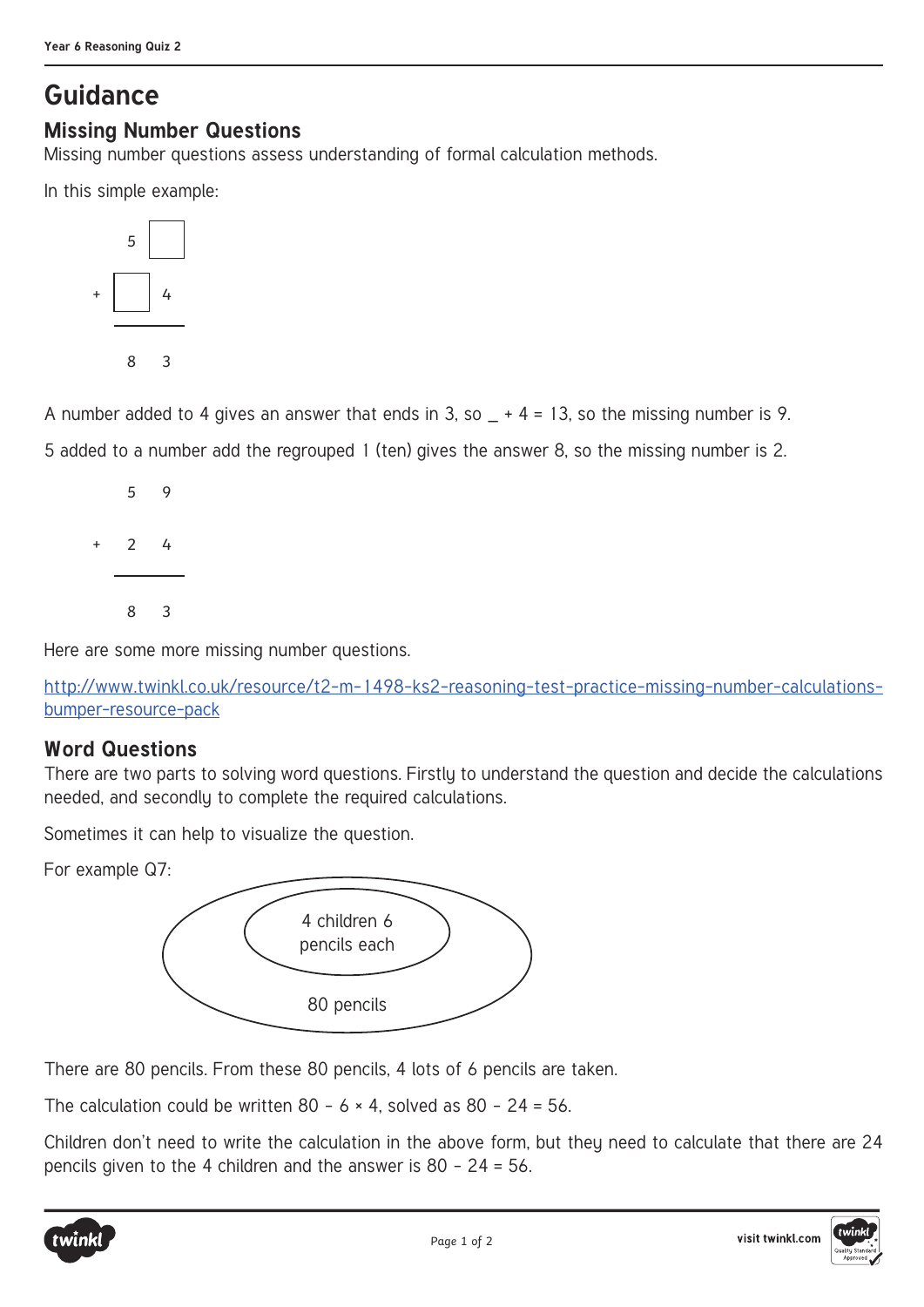# Guidance

## Missing Number Questions

Missing number questions assess understanding of formal calculation methods.

In this simple example:

```
    5 [ ]
+ [ ] 4
  -----
    8  3
```

A number added to 4 gives an answer that ends in 3, so _ + 4 = 13, so the missing number is 9.

5 added to a number add the regrouped 1 (ten) gives the answer 8, so the missing number is 2.

```
    5  9
+   2  4
  -----
    8  3
```

Here are some more missing number questions.

[http://www.twinkl.co.uk/resource/t2-m-1498-ks2-reasoning-test-practice-missing-number-calculations-bumper-resource-pack](http://www.twinkl.co.uk/resource/t2-m-1498-ks2-reasoning-test-practice-missing-number-calculations-bumper-resource-pack)

## Word Questions

There are two parts to solving word questions. Firstly to understand the question and decide the calculations needed, and secondly to complete the required calculations.

Sometimes it can help to visualize the question.

For example Q7:

4 children 6 pencils each

80 pencils

There are 80 pencils. From these 80 pencils, 4 lots of 6 pencils are taken.

The calculation could be written $80 - 6 \times 4$, solved as $80 - 24 = 56$.

Children don't need to write the calculation in the above form, but they need to calculate that there are 24 pencils given to the 4 children and the answer is $80 - 24 = 56$.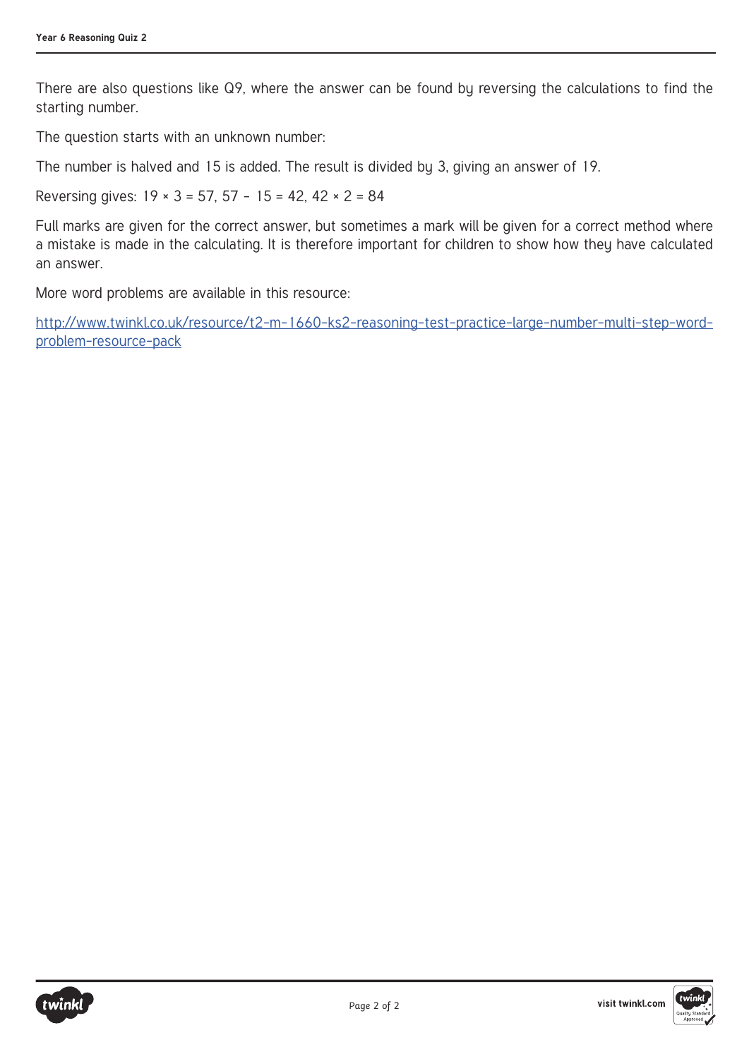There are also questions like Q9, where the answer can be found by reversing the calculations to find the starting number.

The question starts with an unknown number:

The number is halved and 15 is added. The result is divided by 3, giving an answer of 19.

Reversing gives: $19 \times 3 = 57$, $57 - 15 = 42$, $42 \times 2 = 84$

Full marks are given for the correct answer, but sometimes a mark will be given for a correct method where a mistake is made in the calculating. It is therefore important for children to show how they have calculated an answer.

More word problems are available in this resource:

http://www.twinkl.co.uk/resource/t2-m-1660-ks2-reasoning-test-practice-large-number-multi-step-word-problem-resource-pack